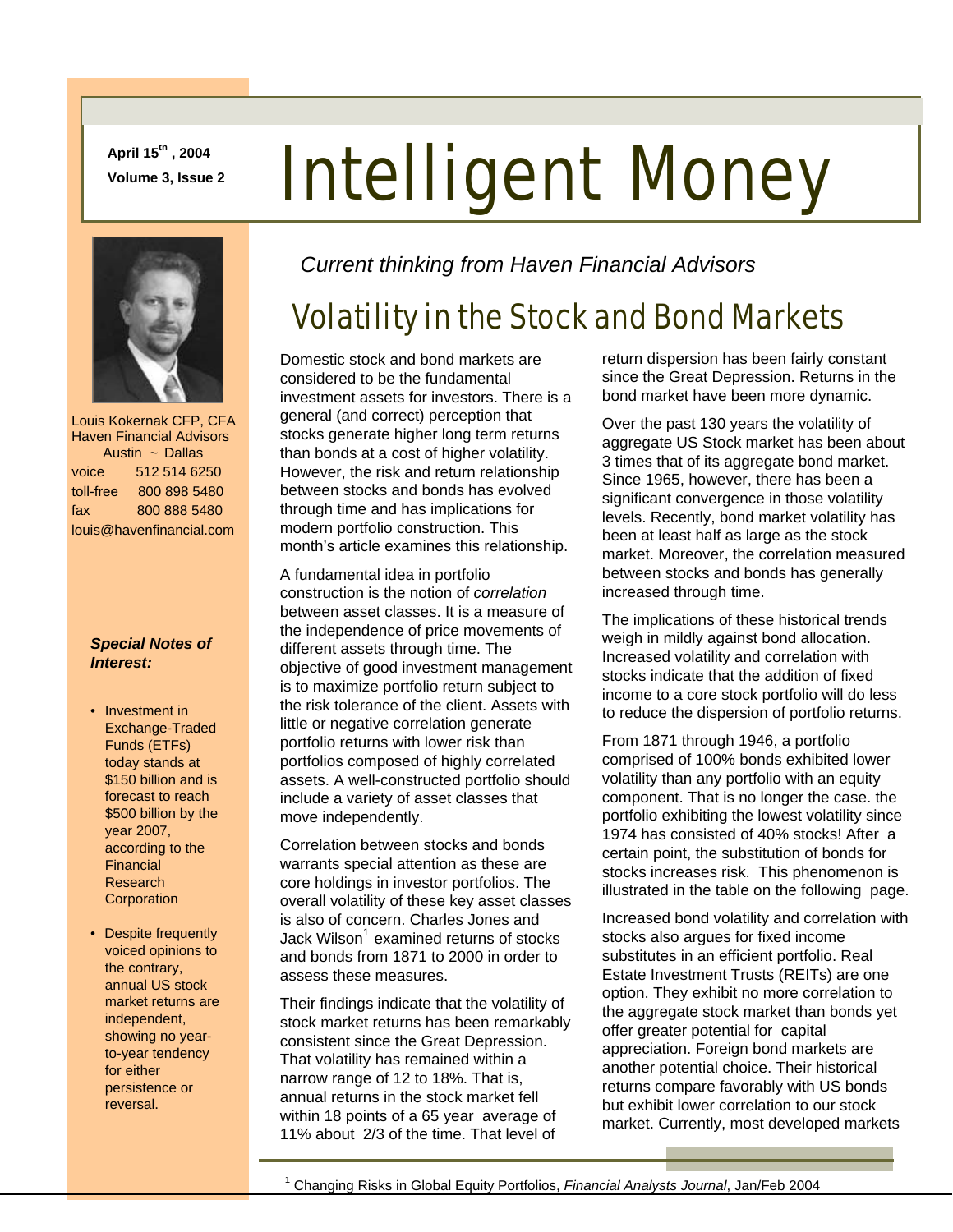April 15th, 2004
Volume 3, Issue 2

# Intelligent Money

Louis Kokernak CFP, CFA
Haven Financial Advisors
Austin ~ Dallas

voice 512 514 6250
toll-free 800 898 5480
fax 800 888 5480
louis@havenfinancial.com

***Special Notes of Interest:***

- Investment in Exchange-Traded Funds (ETFs) today stands at $150 billion and is forecast to reach $500 billion by the year 2007, according to the Financial Research Corporation
- Despite frequently voiced opinions to the contrary, annual US stock market returns are independent, showing no year-to-year tendency for either persistence or reversal.

*Current thinking from Haven Financial Advisors*

## Volatility in the Stock and Bond Markets

Domestic stock and bond markets are considered to be the fundamental investment assets for investors. There is a general (and correct) perception that stocks generate higher long term returns than bonds at a cost of higher volatility. However, the risk and return relationship between stocks and bonds has evolved through time and has implications for modern portfolio construction. This month's article examines this relationship.

A fundamental idea in portfolio construction is the notion of *correlation* between asset classes. It is a measure of the independence of price movements of different assets through time. The objective of good investment management is to maximize portfolio return subject to the risk tolerance of the client. Assets with little or negative correlation generate portfolio returns with lower risk than portfolios composed of highly correlated assets. A well-constructed portfolio should include a variety of asset classes that move independently.

Correlation between stocks and bonds warrants special attention as these are core holdings in investor portfolios. The overall volatility of these key asset classes is also of concern. Charles Jones and Jack Wilson[1] examined returns of stocks and bonds from 1871 to 2000 in order to assess these measures.

Their findings indicate that the volatility of stock market returns has been remarkably consistent since the Great Depression. That volatility has remained within a narrow range of 12 to 18%. That is, annual returns in the stock market fell within 18 points of a 65 year average of 11% about 2/3 of the time. That level of return dispersion has been fairly constant since the Great Depression. Returns in the bond market have been more dynamic.

Over the past 130 years the volatility of aggregate US Stock market has been about 3 times that of its aggregate bond market. Since 1965, however, there has been a significant convergence in those volatility levels. Recently, bond market volatility has been at least half as large as the stock market. Moreover, the correlation measured between stocks and bonds has generally increased through time.

The implications of these historical trends weigh in mildly against bond allocation. Increased volatility and correlation with stocks indicate that the addition of fixed income to a core stock portfolio will do less to reduce the dispersion of portfolio returns.

From 1871 through 1946, a portfolio comprised of 100% bonds exhibited lower volatility than any portfolio with an equity component. That is no longer the case. the portfolio exhibiting the lowest volatility since 1974 has consisted of 40% stocks! After a certain point, the substitution of bonds for stocks increases risk. This phenomenon is illustrated in the table on the following page.

Increased bond volatility and correlation with stocks also argues for fixed income substitutes in an efficient portfolio. Real Estate Investment Trusts (REITs) are one option. They exhibit no more correlation to the aggregate stock market than bonds yet offer greater potential for capital appreciation. Foreign bond markets are another potential choice. Their historical returns compare favorably with US bonds but exhibit lower correlation to our stock market. Currently, most developed markets

[1] Changing Risks in Global Equity Portfolios, *Financial Analysts Journal*, Jan/Feb 2004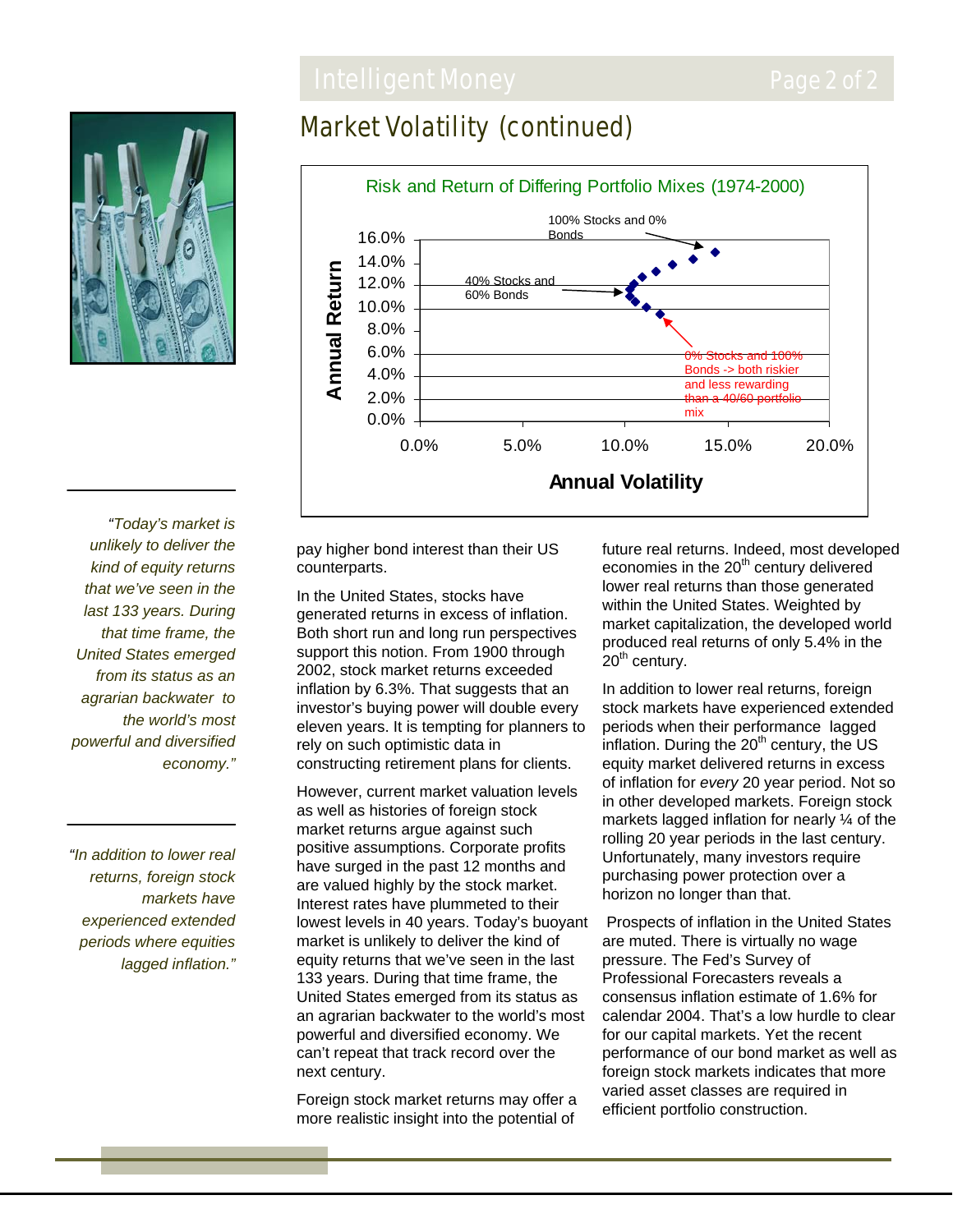## Market Volatility (continued)

Risk and Return of Differing Portfolio Mixes (1974-2000)

100% Stocks and 0% Bonds

40% Stocks and 60% Bonds

0% Stocks and 100% Bonds -> both riskier and less rewarding than a 40/60 portfolio mix

Annual Return

16.0%
14.0%
12.0%
10.0%
8.0%
6.0%
4.0%
2.0%
0.0%

0.0%
5.0%
10.0%
15.0%
20.0%

Annual Volatility

*"Today's market is unlikely to deliver the kind of equity returns that we've seen in the last 133 years. During that time frame, the United States emerged from its status as an agrarian backwater to the world's most powerful and diversified economy."*

*"In addition to lower real returns, foreign stock markets have experienced extended periods where equities lagged inflation."*

pay higher bond interest than their US counterparts.

In the United States, stocks have generated returns in excess of inflation. Both short run and long run perspectives support this notion. From 1900 through 2002, stock market returns exceeded inflation by 6.3%. That suggests that an investor's buying power will double every eleven years. It is tempting for planners to rely on such optimistic data in constructing retirement plans for clients.

However, current market valuation levels as well as histories of foreign stock market returns argue against such positive assumptions. Corporate profits have surged in the past 12 months and are valued highly by the stock market. Interest rates have plummeted to their lowest levels in 40 years. Today's buoyant market is unlikely to deliver the kind of equity returns that we've seen in the last 133 years. During that time frame, the United States emerged from its status as an agrarian backwater to the world's most powerful and diversified economy. We can't repeat that track record over the next century.

Foreign stock market returns may offer a more realistic insight into the potential of future real returns. Indeed, most developed economies in the 20th century delivered lower real returns than those generated within the United States. Weighted by market capitalization, the developed world produced real returns of only 5.4% in the 20th century.

In addition to lower real returns, foreign stock markets have experienced extended periods when their performance lagged inflation. During the 20th century, the US equity market delivered returns in excess of inflation for *every* 20 year period. Not so in other developed markets. Foreign stock markets lagged inflation for nearly ¼ of the rolling 20 year periods in the last century. Unfortunately, many investors require purchasing power protection over a horizon no longer than that.

Prospects of inflation in the United States are muted. There is virtually no wage pressure. The Fed's Survey of Professional Forecasters reveals a consensus inflation estimate of 1.6% for calendar 2004. That's a low hurdle to clear for our capital markets. Yet the recent performance of our bond market as well as foreign stock markets indicates that more varied asset classes are required in efficient portfolio construction.